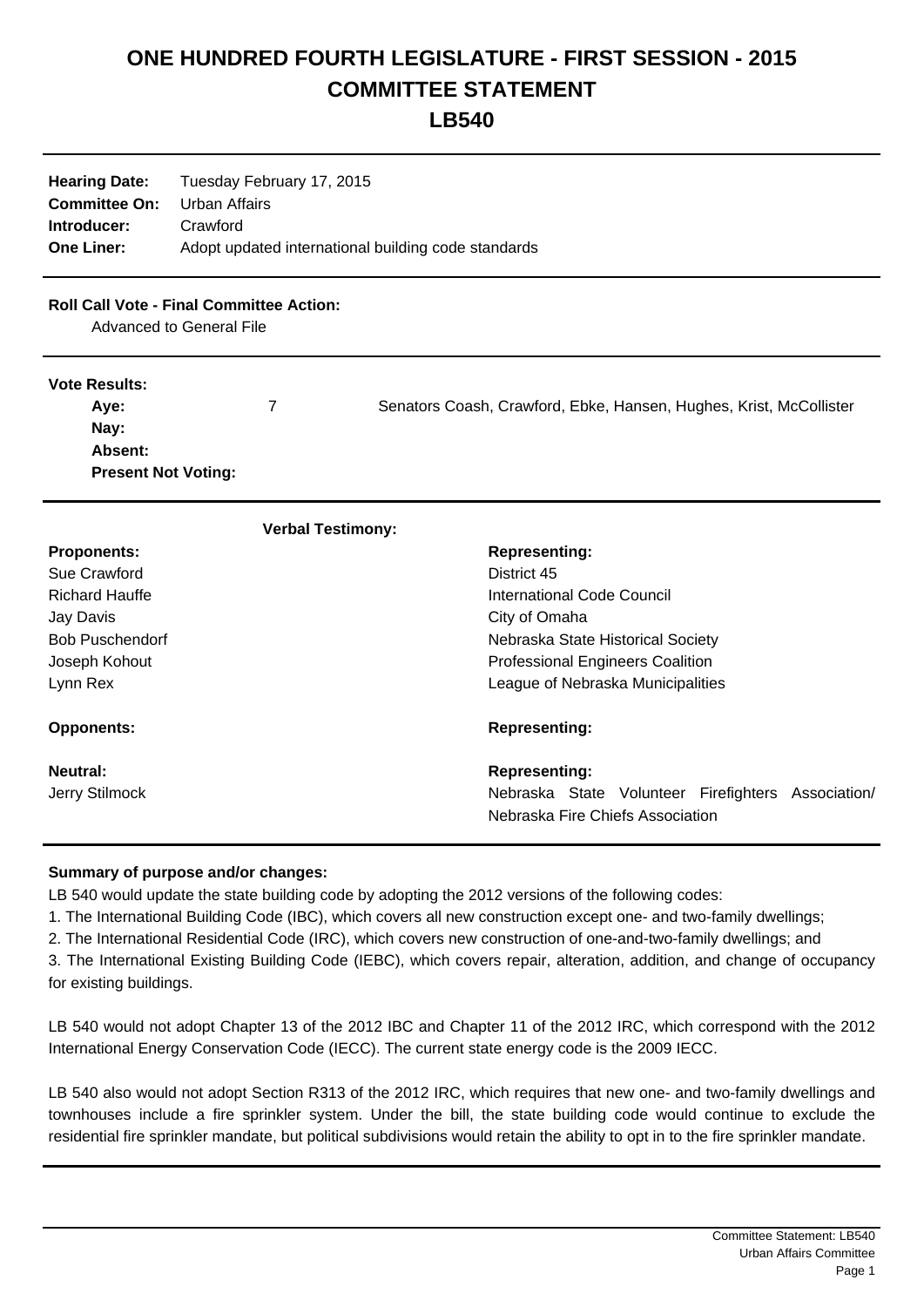# ONE HUNDRED FOURTH LEGISLATURE - FIRST SESSION - 2015
# COMMITTEE STATEMENT
# LB540

**Hearing Date:** Tuesday February 17, 2015
**Committee On:** Urban Affairs
**Introducer:** Crawford
**One Liner:** Adopt updated international building code standards

**Roll Call Vote - Final Committee Action:**
Advanced to General File

**Vote Results:**

| | | |
|---|---|---|
| **Aye:** | 7 | Senators Coash, Crawford, Ebke, Hansen, Hughes, Krist, McCollister |
| **Nay:** | | |
| **Absent:** | | |
| **Present Not Voting:** | | |

**Verbal Testimony:**

| **Proponents:** | **Representing:** |
|---|---|
| Sue Crawford | District 45 |
| Richard Hauffe | International Code Council |
| Jay Davis | City of Omaha |
| Bob Puschendorf | Nebraska State Historical Society |
| Joseph Kohout | Professional Engineers Coalition |
| Lynn Rex | League of Nebraska Municipalities |

| **Opponents:** | **Representing:** |
|---|---|

| **Neutral:** | **Representing:** |
|---|---|
| Jerry Stilmock | Nebraska State Volunteer Firefighters Association/ Nebraska Fire Chiefs Association |

**Summary of purpose and/or changes:**

LB 540 would update the state building code by adopting the 2012 versions of the following codes:

1. The International Building Code (IBC), which covers all new construction except one- and two-family dwellings;
2. The International Residential Code (IRC), which covers new construction of one-and-two-family dwellings; and
3. The International Existing Building Code (IEBC), which covers repair, alteration, addition, and change of occupancy for existing buildings.

LB 540 would not adopt Chapter 13 of the 2012 IBC and Chapter 11 of the 2012 IRC, which correspond with the 2012 International Energy Conservation Code (IECC). The current state energy code is the 2009 IECC.

LB 540 also would not adopt Section R313 of the 2012 IRC, which requires that new one- and two-family dwellings and townhouses include a fire sprinkler system. Under the bill, the state building code would continue to exclude the residential fire sprinkler mandate, but political subdivisions would retain the ability to opt in to the fire sprinkler mandate.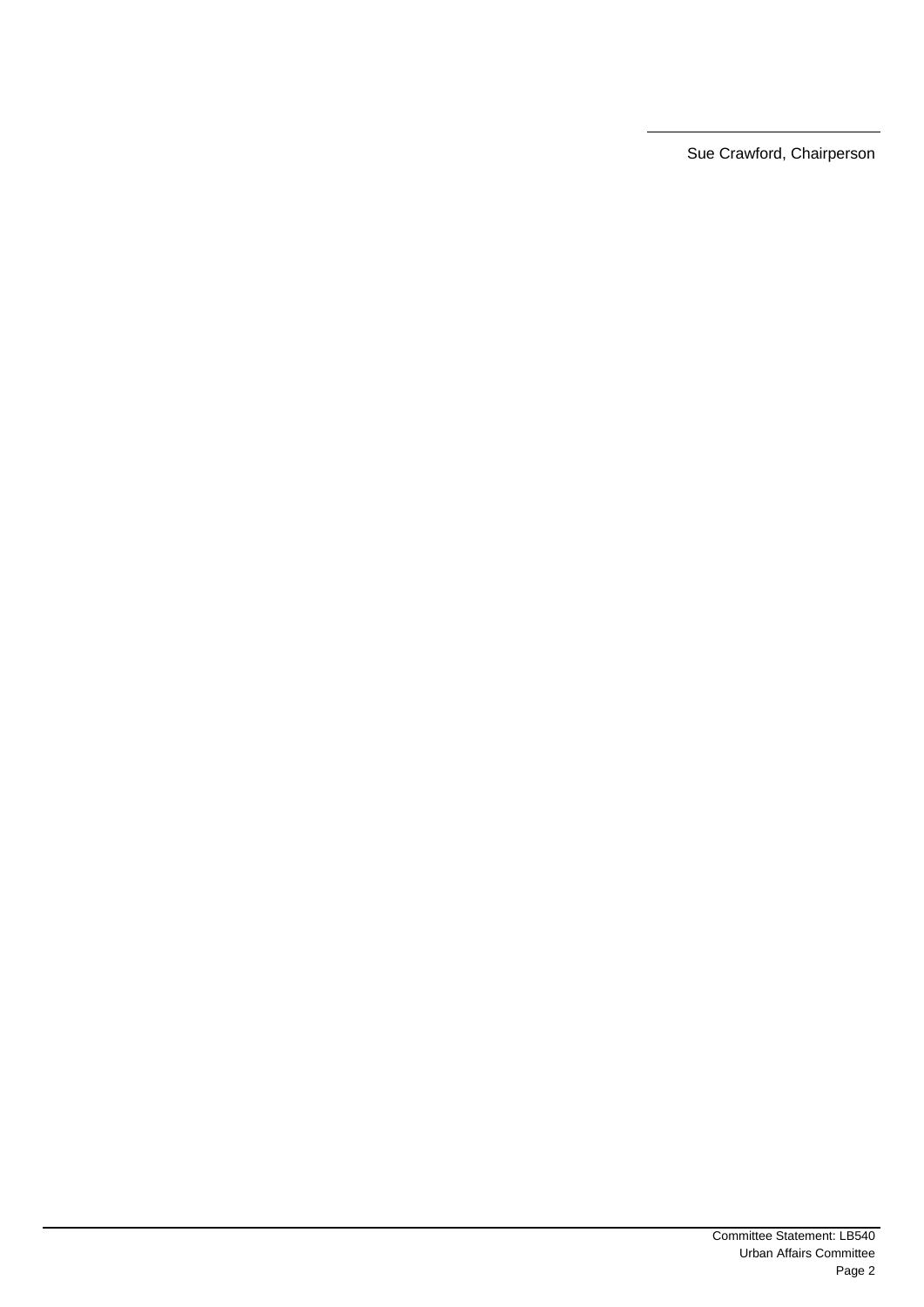Sue Crawford, Chairperson